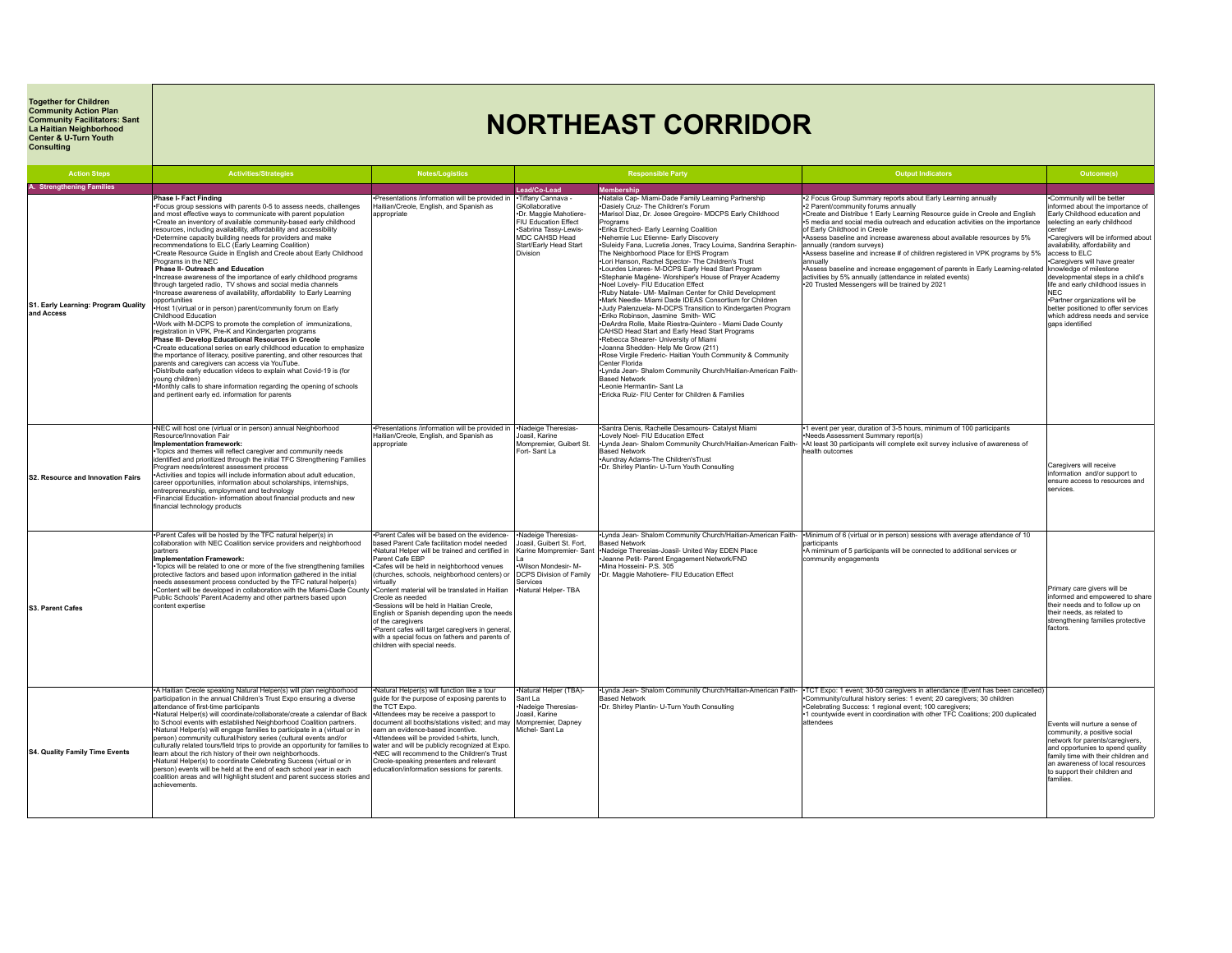**Together for Children Community Action Plan Community Facilitators: Sant La Haitian Neighborhood Center & U-Turn Youth Consulting**

# NORTHEAST CORRIDOR

| Action Steps | Activities/Strategies | Notes/Logistics | Responsible Party | | Output Indicators | Outcome(s) |
|---|---|---|---|---|---|---|
| **A. Strengthening Families** | | | **Lead/Co-Lead** | **Membership** | | |
| **S1. Early Learning: Program Quality and Access** | **Phase I- Fact Finding**<br>•Focus group sessions with parents 0-5 to assess needs, challenges and most effective ways to communicate with parent population<br>•Create an inventory of available community-based early childhood resources, including availability, affordability and accessibility<br>•Determine capacity building needs for providers and make recommendations to ELC (Early Learning Coalition)<br>•Create Resource Guide in English and Creole about Early Childhood Programs in the NEC<br>**Phase II- Outreach and Education**<br>•Increase awareness of the importance of early childhood programs through targeted radio, TV shows and social media channels<br>•Increase awareness of availability, affordability to Early Learning opportunities<br>•Host 1(virtual or in person) parent/community forum on Early Childhood Education<br>•Work with M-DCPS to promote the completion of immunizations, registration in VPK, Pre-K and Kindergarten programs<br>**Phase III- Develop Educational Resources in Creole**<br>•Create educational series on early childhood education to emphasize the mportance of literacy, positive parenting, and other resources that parents and caregivers can access via YouTube.<br>•Distribute early education videos to explain what Covid-19 is (for young children)<br>•Monthly calls to share information regarding the opening of schools and pertinent early ed. information for parents | •Presentations /information will be provided in Haitian/Creole, English, and Spanish as appropriate | •Tiffany Cannava - GKollaborative<br>•Dr. Maggie Mahotiere- FIU Education Effect<br>•Sabrina Tassy-Lewis- MDC CAHSD Head Start/Early Head Start Division | •Natalia Cap- Miami-Dade Family Learning Partnership<br>•Dasiely Cruz- The Children's Forum<br>•Marisol Diaz, Dr. Josee Gregoire- MDCPS Early Childhood Programs<br>•Erika Erched- Early Learning Coalition<br>•Nehemie Luc Etienne- Early Discovery<br>•Suleidy Fana, Lucretia Jones, Tracy Louima, Sandrina Seraphin- The Neighborhood Place for EHS Program<br>•Lori Hanson, Rachel Spector- The Children's Trust<br>•Lourdes Linares- M-DCPS Early Head Start Program<br>•Stephanie Magène- Worshiper's House of Prayer Academy<br>•Noel Lovely- FIU Education Effect<br>•Ruby Natale- UM- Mailman Center for Child Development<br>•Mark Needle- Miami Dade IDEAS Consortium for Children<br>•Judy Palenzuela- M-DCPS Transition to Kindergarten Program<br>•Eriko Robinson, Jasmine Smith- WIC<br>•DeArdra Rolle, Maite Riestra-Quintero - Miami Dade County CAHSD Head Start and Early Head Start Programs<br>•Rebecca Shearer- University of Miami<br>•Joanna Shedden- Help Me Grow (211)<br>•Rose Virgile Frederic- Haitian Youth Community & Community Center Florida<br>•Lynda Jean- Shalom Community Church/Haitian-American Faith-Based Network<br>•Leonie Hermantin- Sant La<br>•Ericka Ruiz- FIU Center for Children & Families | •2 Focus Group Summary reports about Early Learning annually<br>•2 Parent/community forums annually<br>•Create and Distribue 1 Early Learning Resource guide in Creole and English<br>•5 media and social media outreach and education activities on the importance of Early Childhood in Creole<br>•Assess baseline and increase awareness about available resources by 5% annually (random surveys)<br>•Assess baseline and increase # of children registered in VPK programs by 5% annually<br>•Assess baseline and increase engagement of parents in Early Learning-related activities by 5% annually (attendance in related events)<br>•20 Trusted Messengers will be trained by 2021 | •Community will be better informed about the importance of Early Childhood education and selecting an early childhood center<br>•Caregivers will be informed about availability, affordability and access to ELC<br>•Caregivers will have greater knowledge of milestone developmental steps in a child's life and early childhood issues in NEC<br>•Partner organizations will be better positioned to offer services which address needs and service gaps identified |
| **S2. Resource and Innovation Fairs** | •NEC will host one (virtual or in person) annual Neighborhood Resource/Innovation Fair<br>**Implementation framework:**<br>•Topics and themes will reflect caregiver and community needs identified and prioritized through the initial TFC Strengthening Families Program needs/interest assessment process<br>•Activities and topics will include information about adult education, career opportunities, information about scholarships, internships, entrepreneurship, employment and technology<br>•Financial Education- information about financial products and new financial technology products | •Presentations /information will be provided in Haitian/Creole, English, and Spanish as appropriate | •Nadeige Theresias-Joasil, Karine Mompremier, Guibert St. Fort- Sant La | •Santra Denis, Rachelle Desamours- Catalyst Miami<br>•Lovely Noel- FIU Education Effect<br>•Lynda Jean- Shalom Community Church/Haitian-American Faith-Based Network<br>•Aundray Adams-The Children'sTrust<br>•Dr. Shirley Plantin- U-Turn Youth Consulting | •1 event per year, duration of 3-5 hours, minimum of 100 participants<br>•Needs Assessment Summary report(s)<br>•At least 30 participants will complete exit survey inclusive of awareness of health outcomes | Caregivers will receive information and/or support to ensure access to resources and services. |
| **S3. Parent Cafes** | •Parent Cafes will be hosted by the TFC natural helper(s) in collaboration with NEC Coalition service providers and neighborhood partners<br>**Implementation Framework:**<br>•Topics will be related to one or more of the five strengthening families protective factors and based upon information gathered in the initial needs assessment process conducted by the TFC natural helper(s)<br>•Content will be developed in collaboration with the Miami-Dade County Public Schools' Parent Academy and other partners based upon content expertise | •Parent Cafes will be based on the evidence-based Parent Cafe facilitation model needed<br>•Natural Helper will be trained and certified in Parent Cafe EBP<br>•Cafes will be held in neighborhood venues (churches, schools, neighborhood centers) or virtually<br>•Content material will be translated in Haitian Creole as needed<br>•Sessions will be held in Haitian Creole, English or Spanish depending upon the needs of the caregivers<br>•Parent cafes will target caregivers in general, with a special focus on fathers and parents of children with special needs. | •Nadeige Theresias-Joasil, Guibert St. Fort, Karine Mompremier- Sant La<br>•Wilson Mondesir- M-DCPS Division of Family Services<br>•Natural Helper- TBA | •Lynda Jean- Shalom Community Church/Haitian-American Faith-Based Network<br>•Nadeige Theresias-Joasil- United Way EDEN Place<br>•Jeanne Petit- Parent Engagement Network/FND<br>•Mina Hosseini- P.S. 305<br>•Dr. Maggie Mahotiere- FIU Education Effect | •Minimum of 6 (virtual or in person) sessions with average attendance of 10 participants<br>•A miminum of 5 participants will be connected to additional services or community engagements | Primary care givers will be informed and empowered to share their needs and to follow up on their needs, as related to strengthening families protective factors. |
| **S4. Quality Family Time Events** | •A Haitian Creole speaking Natural Helper(s) will plan neighborhood participation in the annual Children's Trust Expo ensuring a diverse attendance of first-time participants<br>•Natural Helper(s) will coordinate/collaborate/create a calendar of Back to School events with established Neighborhood Coalition partners.<br>•Natural Helper(s) will engage families to participate in a (virtual or in person) community cultural/history series (cultural events and/or culturally related tours/field trips to provide an opportunity for families to learn about the rich history of their own neighborhoods.<br>•Natural Helper(s) to coordinate Celebrating Success (virtual or in person) events will be held at the end of each school year in each coalition areas and will highlight student and parent success stories and achievements. | •Natural Helper(s) will function like a tour guide for the purpose of exposing parents to the TCT Expo.<br>•Attendees may be receive a passport to document all booths/stations visited; and may eam an evidence-based incentive.<br>•Attendees will be provided t-shirts, lunch, water and will be publicly recognized at Expo.<br>•NEC will recommend to the Children's Trust Creole-speaking presenters and relevant education/information sessions for parents. | •Natural Helper (TBA)- Sant La<br>•Nadeige Theresias-Joasil, Karine Mompremier, Dapney Michel- Sant La | •Lynda Jean- Shalom Community Church/Haitian-American Faith-Based Network<br>•Dr. Shirley Plantin- U-Turn Youth Consulting | •TCT Expo: 1 event; 30-50 caregivers in attendance (Event has been cancelled)<br>•Community/cultural history series: 1 event; 20 caregivers; 30 children<br>•Celebrating Success: 1 regional event; 100 caregivers;<br>•1 countywide event in coordination with other TFC Coalitions; 200 duplicated attendees | Events will nurture a sense of community, a positive social network for parents/caregivers, and opportunies to spend quality family time with their children and an awareness of local resources to support their children and families. |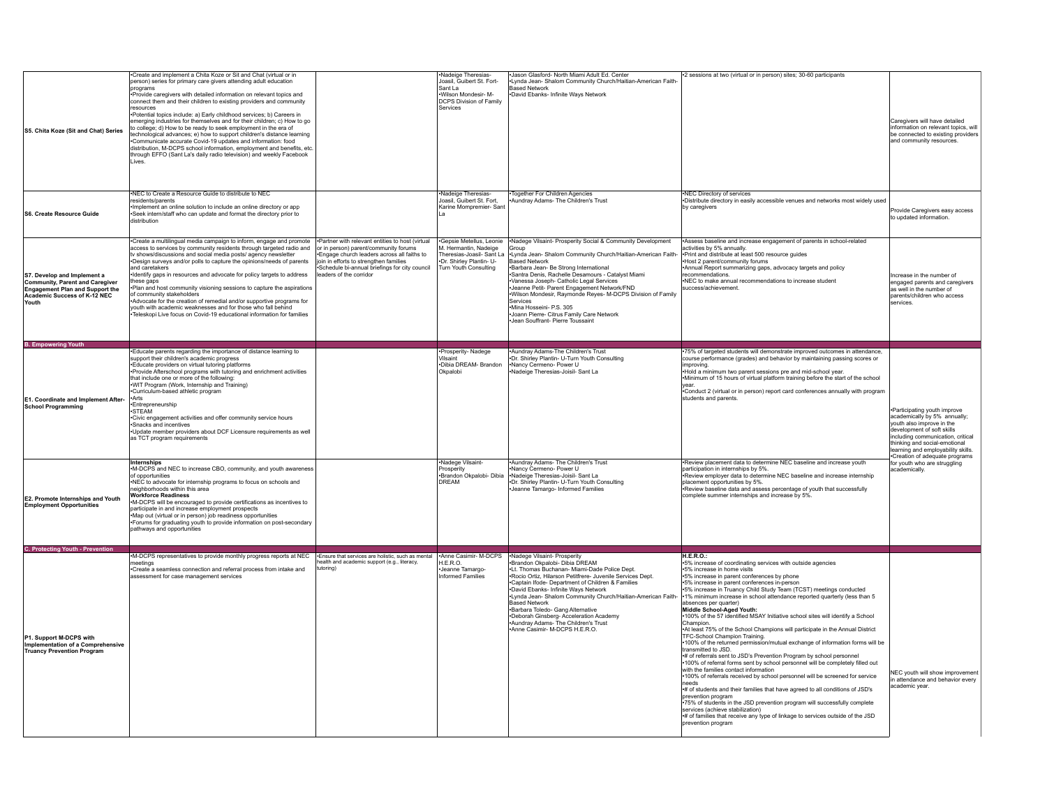| | | | | | | |
|---|---|---|---|---|---|---|
| S5. Chita Koze (Sit and Chat) Series | •Create and implement a Chita Koze or Sit and Chat (virtual or in person) series for primary care givers attending adult education programs •Provide caregivers with detailed information on relevant topics and connect them and their children to existing providers and community resources •Potential topics include: a) Early childhood services; b) Careers in emerging industries for themselves and for their children; c) How to go to college; d) How to be ready to seek employment in the era of technological advances; e) how to support children's distance learning •Communicate accurate Covid-19 updates and information: food distribution, M-DCPS school information, employment and benefits, etc. through EFFO (Sant La's daily radio television) and weekly Facebook Lives. | | •Nadeige Theresias-Joasil, Guibert St. Fort- Sant La •Wilson Mondesir- M-DCPS Division of Family Services | •Jason Glasford- North Miami Adult Ed. Center •Lynda Jean- Shalom Community Church/Haitian-American Faith-Based Network •David Ebanks- Infinite Ways Network | •2 sessions at two (virtual or in person) sites; 30-60 participants | Caregivers will have detailed information on relevant topics, will be connected to existing providers and community resources. |
| S6. Create Resource Guide | •NEC to Create a Resource Guide to distribute to NEC residents/parents •Implement an online solution to include an online directory or app •Seek intern/staff who can update and format the directory prior to distribution | | •Nadeige Theresias-Joasil, Guibert St. Fort, Karine Mompremier- Sant La | •Together For Children Agencies •Aundray Adams- The Children's Trust | •NEC Directory of services •Distribute directory in easily accessible venues and networks most widely used by caregivers | Provide Caregivers easy access to updated information. |
| S7. Develop and Implement a Community, Parent and Caregiver Engagement Plan and Support the Academic Success of K-12 NEC Youth | •Create a multilingual media campaign to inform, engage and promote access to services by community residents through targeted radio and tv shows/discussions and social media posts/ agency newsletter •Design surveys and/or polls to capture the opinions/needs of parents and caretakers •Identify gaps in resources and advocate for policy targets to address these gaps •Plan and host community visioning sessions to capture the aspirations of community stakeholders •Advocate for the creation of remedial and/or supportive programs for youth with academic weaknesses and for those who fall behind •Teleskopi Live focus on Covid-19 educational information for families | •Partner with relevant entities to host (virtual or in person) parent/community forums •Engage church leaders across all faiths to join in efforts to strengthen families •Schedule bi-annual briefings for city council leaders of the corridor | •Gepsie Metellus, Leonie M. Hermantin, Nadeige Theresias-Joasil- Sant La •Dr. Shirley Plantin- U-Turn Youth Consulting | •Nadege Vilsaint- Prosperity Social & Community Development Group •Lynda Jean- Shalom Community Church/Haitian-American Faith-Based Network •Barbara Jean- Be Strong International •Santra Denis, Rachelle Desamours - Catalyst Miami •Vanessa Joseph- Catholic Legal Services •Jeanne Petit- Parent Engagement Network/FND •Wilson Mondesir, Raymonde Reyes- M-DCPS Division of Family Services •Mina Hosseini- P.S. 305 •Joann Pierre- Citrus Family Care Network •Jean Souffrant- Pierre Toussaint | •Assess baseline and increase engagement of parents in school-related activities by 5% annually. •Print and distribute at least 500 resource guides •Host 2 parent/community forums •Annual Report summarizing gaps, advocacy targets and policy recommendations. •NEC to make annual recommendations to increase student success/achievement. | Increase in the number of engaged parents and caregivers as well in the number of parents/children who access services. |
| **B. Empowering Youth** | | | | | | |
| E1. Coordinate and Implement After-School Programming | •Educate parents regarding the importance of distance learning to support their children's academic progress •Educate providers on virtual tutoring platforms •Provide Afterschool programs with tutoring and enrichment activities that include one or more of the following: •WIT Program (Work, Internship and Training) •Curriculum-based athletic program •Arts •Entrepreneurship •STEAM •Civic engagement activities and offer community service hours •Snacks and incentives •Update member providers about DCF Licensure requirements as well as TCT program requirements | | •Prosperity- Nadege Vilsaint •Dibia DREAM- Brandon Okpalobi | •Aundray Adams-The Children's Trust •Dr. Shirley Plantin- U-Turn Youth Consulting •Nancy Cermeno- Power U •Nadeige Theresias-Joisil- Sant La | •75% of targeted students will demonstrate improved outcomes in attendance, course performance (grades) and behavior by maintaining passing scores or improving. •Hold a minimum two parent sessions pre and mid-school year. •Minimum of 15 hours of virtual platform training before the start of the school year. •Conduct 2 (virtual or in person) report card conferences annually with program students and parents. | •Participating youth improve academically by 5% annually; youth also improve in the development of soft skills including communication, critical thinking and social-emotional learning and employability skills. •Creation of adequate programs for youth who are struggling academically. |
| E2. Promote Internships and Youth Employment Opportunities | **Internships** •M-DCPS and NEC to increase CBO, community, and youth awareness of opportunities •NEC to advocate for internship programs to focus on schools and neighborhoods within this area **Workforce Readiness** •M-DCPS will be encouraged to provide certifications as incentives to participate in and increase employment prospects •Map out (virtual or in person) job readiness opportunities •Forums for graduating youth to provide information on post-secondary pathways and opportunities | | •Nadege Vilsaint- Prosperity •Brandon Okpalobi- Dibia DREAM | •Aundray Adams- The Children's Trust •Nancy Cermeno- Power U •Nadeige Theresias-Joisil- Sant La •Dr. Shirley Plantin- U-Turn Youth Consulting •Jeanne Tamargo- Informed Families | •Review placement data to determine NEC baseline and increase youth participation in internships by 5%. •Review employer data to determine NEC baseline and increase internship placement opportunities by 5%. •Review baseline data and assess percentage of youth that successfully complete summer internships and increase by 5%. | |
| **C. Protecting Youth - Prevention** | | | | | | |
| P1. Support M-DCPS with Implementation of a Comprehensive Truancy Prevention Program | •M-DCPS representatives to provide monthly progress reports at NEC meetings •Create a seamless connection and referral process from intake and assessment for case management services | •Ensure that services are holistic, such as mental health and academic support (e.g., literacy, tutoring) | •Anne Casimir- M-DCPS H.E.R.O. •Jeanne Tamargo- Informed Families | •Nadege Vilsaint- Prosperity •Brandon Okpalobi- Dibia DREAM •Lt. Thomas Buchanan- Miami-Dade Police Dept. •Rocio Ortiz, Hilarson Petitfrere- Juvenile Services Dept. •Captain Ifode- Department of Children & Families •David Ebanks- Infinite Ways Network •Lynda Jean- Shalom Community Church/Haitian-American Faith-Based Network •Barbara Toledo- Gang Alternative •Deborah Ginsberg- Acceleration Academy •Aundray Adams- The Children's Trust •Anne Casimir- M-DCPS H.E.R.O. | **H.E.R.O.:** •5% increase of coordinating services with outside agencies •5% increase in home visits •5% increase in parent conferences by phone •5% increase in parent conferences in-person •5% increase in Truancy Child Study Team (TCST) meetings conducted •1% minimum increase in school attendance reported quarterly (less than 5 absences per quarter) **Middle School-Aged Youth:** •100% of the 57 identified MSAY Initiative school sites will identify a School Champion. •At least 75% of the School Champions will participate in the Annual District TFC-School Champion Training. •100% of the returned permission/mutual exchange of information forms will be transmitted to JSD. •# of referrals sent to JSD's Prevention Program by school personnel •100% of referral forms sent by school personnel will be completely filled out with the families contact information •100% of referrals received by school personnel will be screened for service needs •# of students and their families that have agreed to all conditions of JSD's prevention program •75% of students in the JSD prevention program will successfully complete services (achieve stabilization) •# of families that receive any type of linkage to services outside of the JSD prevention program | NEC youth will show improvement in attendance and behavior every academic year. |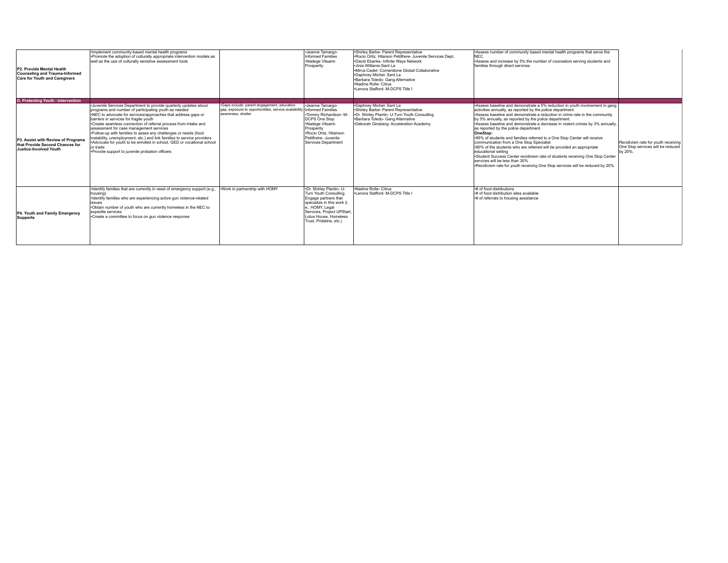| | | | | | | |
|---|---|---|---|---|---|---|
| **P2. Provide Mental Health Counseling and Trauma-Informed Care for Youth and Caregivers** | •Implement community-based mental health programs<br>•Promote the adoption of culturally appropriate intervention models as well as the use of culturally sensitive assessment tools | | •Jeanne Tamargo- Informed Families<br>•Nadege Vilsaint- Prosperity | •Shirley Barbe- Parent Representative<br>•Rocio Ortiz, Hilarson Petitfrere- Juvenile Services Dept.<br>•David Ebanks- Infinite Ways Network<br>•Jinia Williams-Sant La<br>•Mirva Cadet- Cornerstone Global Collaborative<br>•Daphney Michel- Sant La<br>•Barbara Toledo- Gang Alternative<br>•Nadine Rolle- Citrus<br>•Lenora Stafford- M-DCPS Title I | •Assess number of community based mental health programs that serve the NEC.<br>•Assess and increase by 5% the number of counselors serving students and families through direct services. | |
| **D. Protecting Youth - Intervention** | | | | | | |
| **P3. Assist with Review of Programs that Provide Second Chances for Justice-Involved Youth** | •Juvenile Services Department to provide quarterly updates about programs and number of participating youth as needed<br>•NEC to advocate for services/approaches that address gaps or barriers in services for fragile youth<br>•Create seamless connection of referral process from intake and assessment for case management services<br>•Follow-up with families to asses any challenges or needs (food instability, unemployment, etc.) and link families to service providers<br>•Advocate for youth to be enrolled in school, GED or vocational school or trade<br>•Provide support to juvenile probation officers | •Gaps include: parent engagement, education gap, exposure to opportunitites, service availability awareness, shelter | •Jeanne Tamargo- Informed Families<br>•Tommy Richardson- M-DCPS One Stop<br>•Nadege Vilsaint- Prosperity<br>•Rocio Ortiz, Hilairson Petitfreire- Juvenile Services Department | •Daphney Michel- Sant La<br>•Shirley Barbe- Parent Representative<br>•Dr. Shirley Plantin- U-Turn Youth Consulting<br>•Barbara Toledo- Gang Alternative<br>•Deborah Ginsberg- Acceleration Academy | •Assess baseline and demonstrate a 5% reduction in youth involvement in gang activities annually, as reported by the police department.<br>•Assess baseline and demonstrate a reduction in crime rate in the community by 5% annually, as reported by the police department.<br>•Assess baseline and demonstrate a decrease in violent crimes by 3% annually, as reported by the police department.<br>**OneStop:**<br>•95% of students and families referred to a One Stop Center will receive communication from a One Stop Specialist<br>•80% of the students who are referred will be provided an appropriate educational setting<br>•Student Success Center recidivism rate of students receiving One Stop Center services will be less than 30%<br>•Recidivism rate for youth receiving One Stop services will be reduced by 20% | Recidivism rate for youth receiving One Stop services will be reduced by 20%. |
| **P4. Youth and Family Emergency Supports** | •Identify families that are currently in need of emergency support (e.g., housing)<br>•Identify families who are experiencing active gun violence-related issues<br>•Obtain number of youth who are currently homeless in the NEC to expedite services<br>•Create a committee to focus on gun violence response | •Work in partnership with HOMY | •Dr. Shirley Plantin- U-Turn Youth Consulting Engage partners that specialize in this work (i. e., HOMY, Legal Services, Project UPStart, Lotus House, Homeless Trust, Prideline, etc.) | •Nadine Rolle- Citrus<br>•Lenora Stafford- M-DCPS Title I | •# of food distributions<br>•# of food distribution sites available<br>•# of referrals to housing assistance | |